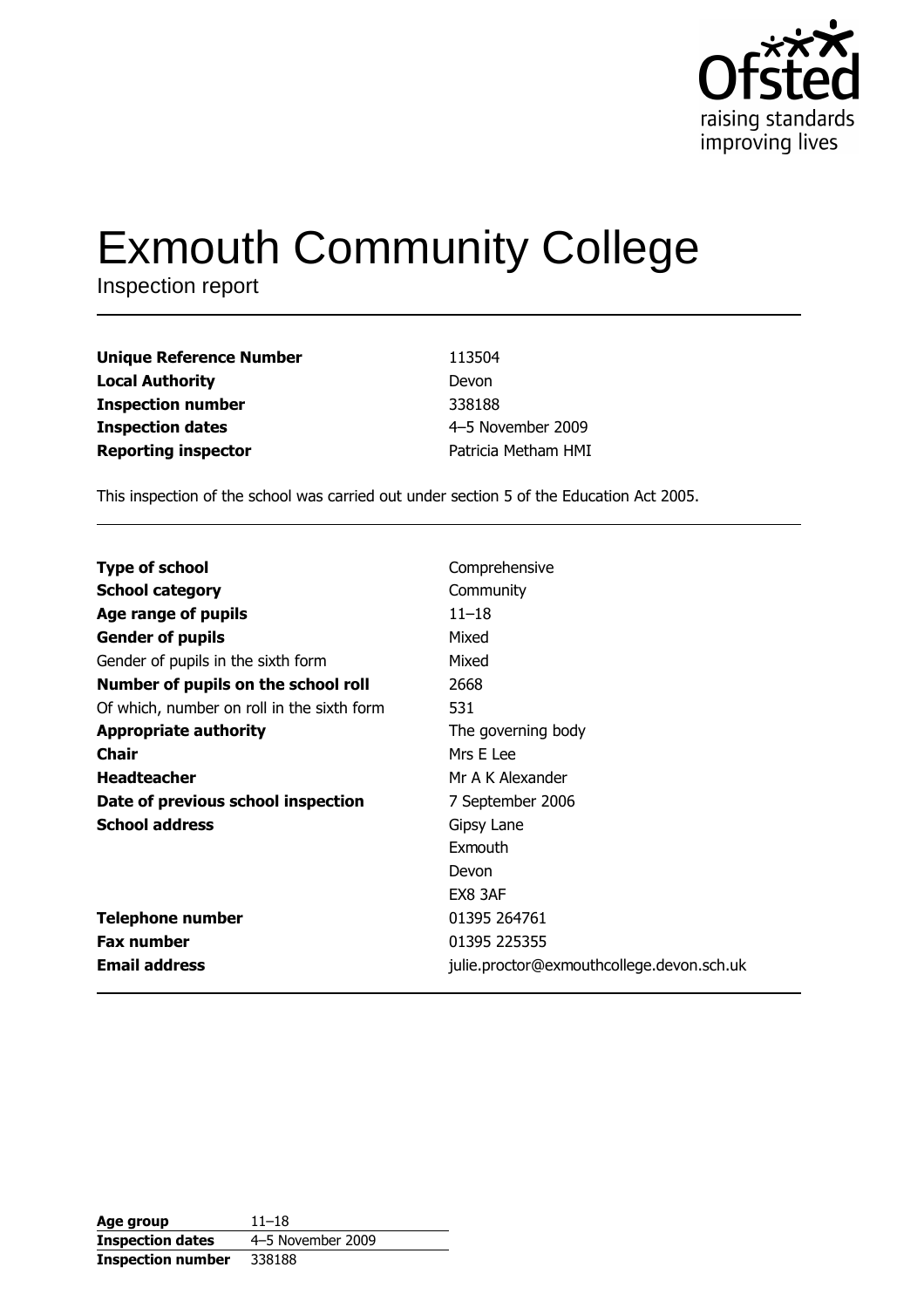# Exmouth Community College

Inspection report

| | |
|---|---|
| **Unique Reference Number** | 113504 |
| **Local Authority** | Devon |
| **Inspection number** | 338188 |
| **Inspection dates** | 4–5 November 2009 |
| **Reporting inspector** | Patricia Metham HMI |

This inspection of the school was carried out under section 5 of the Education Act 2005.

| | |
|---|---|
| **Type of school** | Comprehensive |
| **School category** | Community |
| **Age range of pupils** | 11–18 |
| **Gender of pupils** | Mixed |
| Gender of pupils in the sixth form | Mixed |
| **Number of pupils on the school roll** | 2668 |
| Of which, number on roll in the sixth form | 531 |
| **Appropriate authority** | The governing body |
| **Chair** | Mrs E Lee |
| **Headteacher** | Mr A K Alexander |
| **Date of previous school inspection** | 7 September 2006 |
| **School address** | Gipsy Lane<br>Exmouth<br>Devon<br>EX8 3AF |
| **Telephone number** | 01395 264761 |
| **Fax number** | 01395 225355 |
| **Email address** | julie.proctor@exmouthcollege.devon.sch.uk |

| | |
|---|---|
| **Age group** | 11–18 |
| **Inspection dates** | 4–5 November 2009 |
| **Inspection number** | 338188 |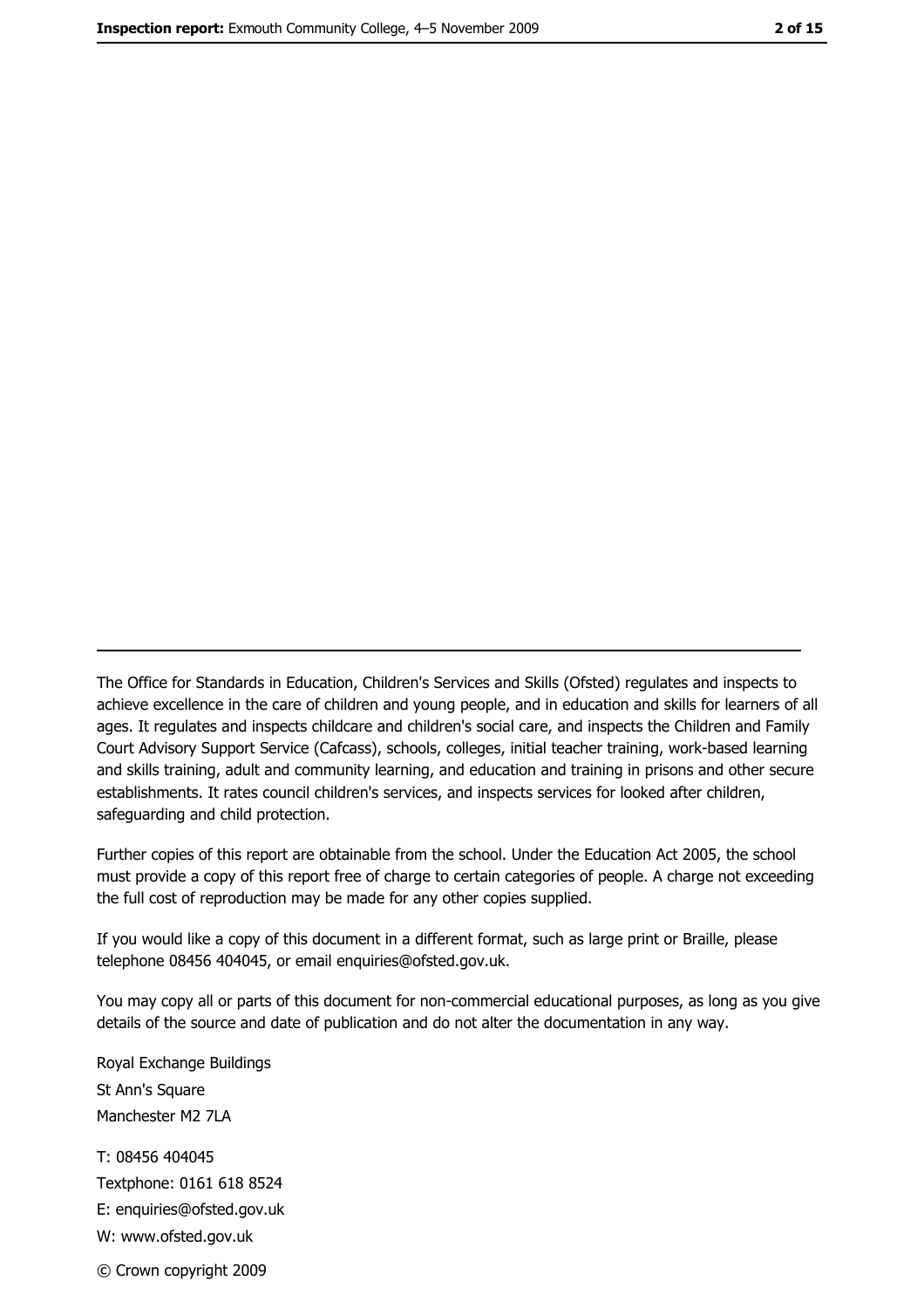The Office for Standards in Education, Children's Services and Skills (Ofsted) regulates and inspects to achieve excellence in the care of children and young people, and in education and skills for learners of all ages. It regulates and inspects childcare and children's social care, and inspects the Children and Family Court Advisory Support Service (Cafcass), schools, colleges, initial teacher training, work-based learning and skills training, adult and community learning, and education and training in prisons and other secure establishments. It rates council children's services, and inspects services for looked after children, safeguarding and child protection.

Further copies of this report are obtainable from the school. Under the Education Act 2005, the school must provide a copy of this report free of charge to certain categories of people. A charge not exceeding the full cost of reproduction may be made for any other copies supplied.

If you would like a copy of this document in a different format, such as large print or Braille, please telephone 08456 404045, or email enquiries@ofsted.gov.uk.

You may copy all or parts of this document for non-commercial educational purposes, as long as you give details of the source and date of publication and do not alter the documentation in any way.

Royal Exchange Buildings
St Ann's Square
Manchester M2 7LA

T: 08456 404045
Textphone: 0161 618 8524
E: enquiries@ofsted.gov.uk
W: www.ofsted.gov.uk

© Crown copyright 2009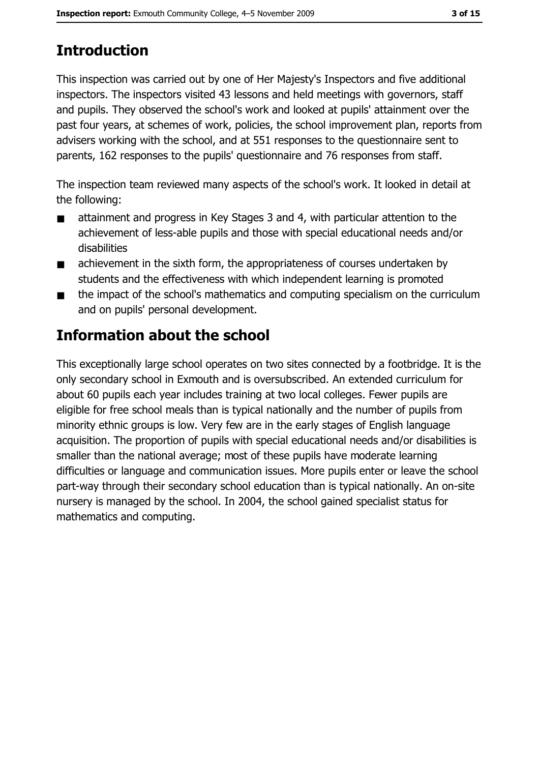## Introduction

This inspection was carried out by one of Her Majesty's Inspectors and five additional inspectors. The inspectors visited 43 lessons and held meetings with governors, staff and pupils. They observed the school's work and looked at pupils' attainment over the past four years, at schemes of work, policies, the school improvement plan, reports from advisers working with the school, and at 551 responses to the questionnaire sent to parents, 162 responses to the pupils' questionnaire and 76 responses from staff.

The inspection team reviewed many aspects of the school's work. It looked in detail at the following:

- attainment and progress in Key Stages 3 and 4, with particular attention to the achievement of less-able pupils and those with special educational needs and/or disabilities
- achievement in the sixth form, the appropriateness of courses undertaken by students and the effectiveness with which independent learning is promoted
- the impact of the school's mathematics and computing specialism on the curriculum and on pupils' personal development.

## Information about the school

This exceptionally large school operates on two sites connected by a footbridge. It is the only secondary school in Exmouth and is oversubscribed. An extended curriculum for about 60 pupils each year includes training at two local colleges. Fewer pupils are eligible for free school meals than is typical nationally and the number of pupils from minority ethnic groups is low. Very few are in the early stages of English language acquisition. The proportion of pupils with special educational needs and/or disabilities is smaller than the national average; most of these pupils have moderate learning difficulties or language and communication issues. More pupils enter or leave the school part-way through their secondary school education than is typical nationally. An on-site nursery is managed by the school. In 2004, the school gained specialist status for mathematics and computing.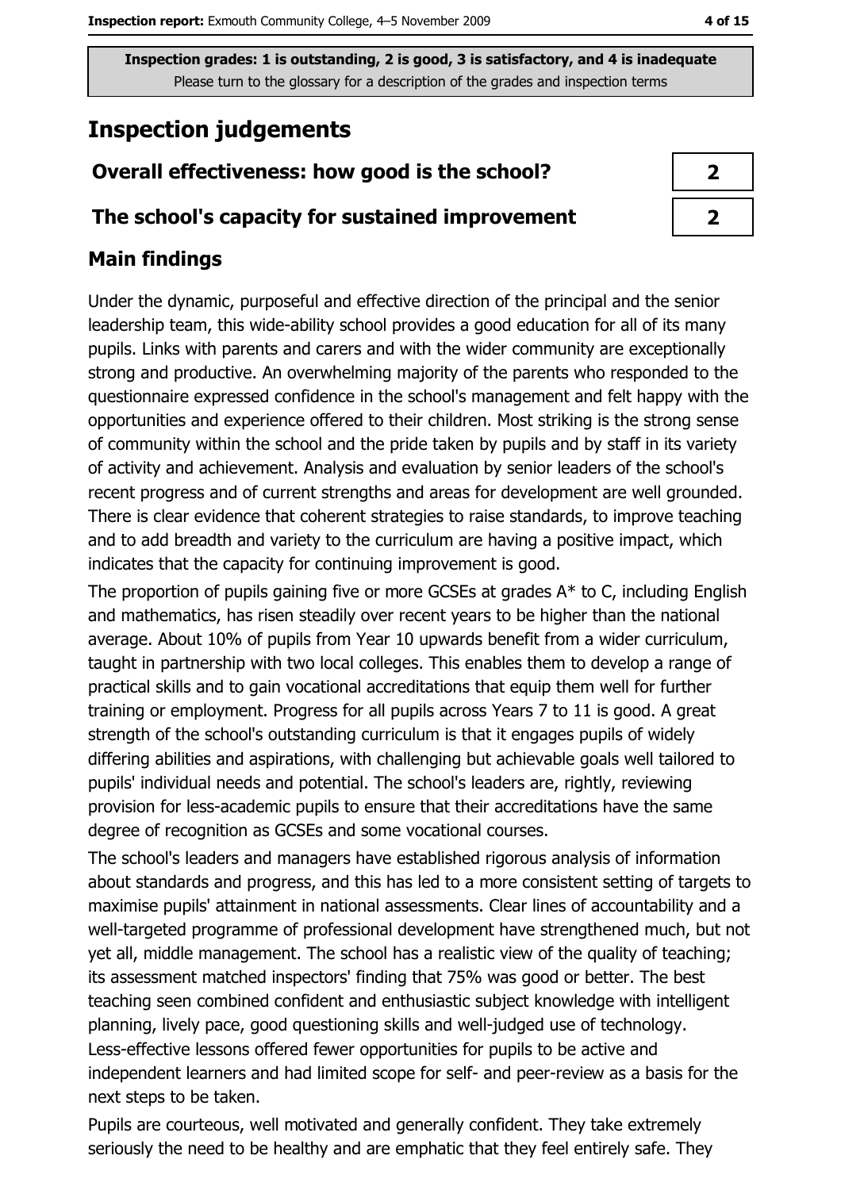Inspection grades: 1 is outstanding, 2 is good, 3 is satisfactory, and 4 is inadequate
Please turn to the glossary for a description of the grades and inspection terms

# Inspection judgements

| | |
|---|---|
| **Overall effectiveness: how good is the school?** | **2** |
| **The school's capacity for sustained improvement** | **2** |

## Main findings

Under the dynamic, purposeful and effective direction of the principal and the senior leadership team, this wide-ability school provides a good education for all of its many pupils. Links with parents and carers and with the wider community are exceptionally strong and productive. An overwhelming majority of the parents who responded to the questionnaire expressed confidence in the school's management and felt happy with the opportunities and experience offered to their children. Most striking is the strong sense of community within the school and the pride taken by pupils and by staff in its variety of activity and achievement. Analysis and evaluation by senior leaders of the school's recent progress and of current strengths and areas for development are well grounded. There is clear evidence that coherent strategies to raise standards, to improve teaching and to add breadth and variety to the curriculum are having a positive impact, which indicates that the capacity for continuing improvement is good.

The proportion of pupils gaining five or more GCSEs at grades A* to C, including English and mathematics, has risen steadily over recent years to be higher than the national average. About 10% of pupils from Year 10 upwards benefit from a wider curriculum, taught in partnership with two local colleges. This enables them to develop a range of practical skills and to gain vocational accreditations that equip them well for further training or employment. Progress for all pupils across Years 7 to 11 is good. A great strength of the school's outstanding curriculum is that it engages pupils of widely differing abilities and aspirations, with challenging but achievable goals well tailored to pupils' individual needs and potential. The school's leaders are, rightly, reviewing provision for less-academic pupils to ensure that their accreditations have the same degree of recognition as GCSEs and some vocational courses.

The school's leaders and managers have established rigorous analysis of information about standards and progress, and this has led to a more consistent setting of targets to maximise pupils' attainment in national assessments. Clear lines of accountability and a well-targeted programme of professional development have strengthened much, but not yet all, middle management. The school has a realistic view of the quality of teaching; its assessment matched inspectors' finding that 75% was good or better. The best teaching seen combined confident and enthusiastic subject knowledge with intelligent planning, lively pace, good questioning skills and well-judged use of technology. Less-effective lessons offered fewer opportunities for pupils to be active and independent learners and had limited scope for self- and peer-review as a basis for the next steps to be taken.

Pupils are courteous, well motivated and generally confident. They take extremely seriously the need to be healthy and are emphatic that they feel entirely safe. They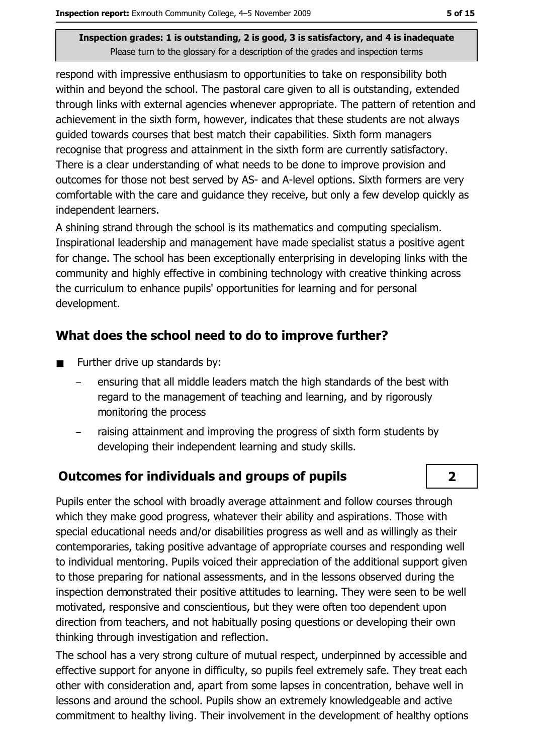Inspection grades: 1 is outstanding, 2 is good, 3 is satisfactory, and 4 is inadequate
Please turn to the glossary for a description of the grades and inspection terms

respond with impressive enthusiasm to opportunities to take on responsibility both within and beyond the school. The pastoral care given to all is outstanding, extended through links with external agencies whenever appropriate. The pattern of retention and achievement in the sixth form, however, indicates that these students are not always guided towards courses that best match their capabilities. Sixth form managers recognise that progress and attainment in the sixth form are currently satisfactory. There is a clear understanding of what needs to be done to improve provision and outcomes for those not best served by AS- and A-level options. Sixth formers are very comfortable with the care and guidance they receive, but only a few develop quickly as independent learners.

A shining strand through the school is its mathematics and computing specialism. Inspirational leadership and management have made specialist status a positive agent for change. The school has been exceptionally enterprising in developing links with the community and highly effective in combining technology with creative thinking across the curriculum to enhance pupils' opportunities for learning and for personal development.

## What does the school need to do to improve further?

- Further drive up standards by:
  - ensuring that all middle leaders match the high standards of the best with regard to the management of teaching and learning, and by rigorously monitoring the process
  - raising attainment and improving the progress of sixth form students by developing their independent learning and study skills.

## Outcomes for individuals and groups of pupils — 2

Pupils enter the school with broadly average attainment and follow courses through which they make good progress, whatever their ability and aspirations. Those with special educational needs and/or disabilities progress as well and as willingly as their contemporaries, taking positive advantage of appropriate courses and responding well to individual mentoring. Pupils voiced their appreciation of the additional support given to those preparing for national assessments, and in the lessons observed during the inspection demonstrated their positive attitudes to learning. They were seen to be well motivated, responsive and conscientious, but they were often too dependent upon direction from teachers, and not habitually posing questions or developing their own thinking through investigation and reflection.

The school has a very strong culture of mutual respect, underpinned by accessible and effective support for anyone in difficulty, so pupils feel extremely safe. They treat each other with consideration and, apart from some lapses in concentration, behave well in lessons and around the school. Pupils show an extremely knowledgeable and active commitment to healthy living. Their involvement in the development of healthy options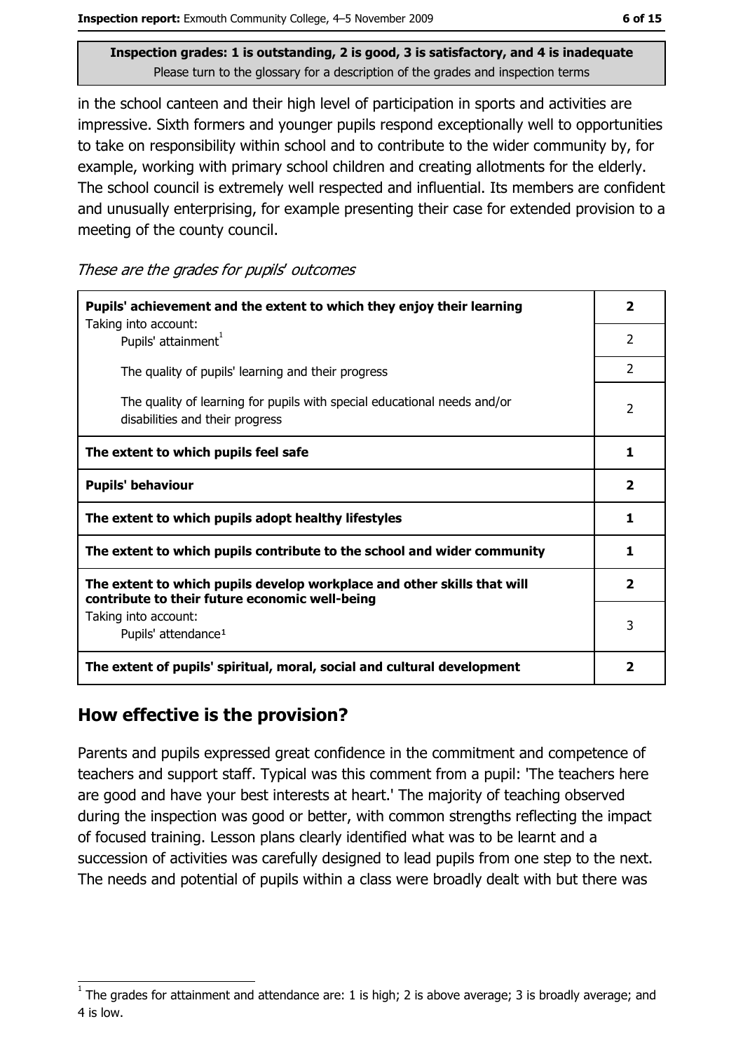Inspection grades: 1 is outstanding, 2 is good, 3 is satisfactory, and 4 is inadequate
Please turn to the glossary for a description of the grades and inspection terms

in the school canteen and their high level of participation in sports and activities are impressive. Sixth formers and younger pupils respond exceptionally well to opportunities to take on responsibility within school and to contribute to the wider community by, for example, working with primary school children and creating allotments for the elderly. The school council is extremely well respected and influential. Its members are confident and unusually enterprising, for example presenting their case for extended provision to a meeting of the county council.

*These are the grades for pupils' outcomes*

| | |
|---|---|
| **Pupils' achievement and the extent to which they enjoy their learning** | **2** |
| Taking into account: Pupils' attainment[1] | 2 |
| The quality of pupils' learning and their progress | 2 |
| The quality of learning for pupils with special educational needs and/or disabilities and their progress | 2 |
| **The extent to which pupils feel safe** | **1** |
| **Pupils' behaviour** | **2** |
| **The extent to which pupils adopt healthy lifestyles** | **1** |
| **The extent to which pupils contribute to the school and wider community** | **1** |
| **The extent to which pupils develop workplace and other skills that will contribute to their future economic well-being** | **2** |
| Taking into account: Pupils' attendance[1] | 3 |
| **The extent of pupils' spiritual, moral, social and cultural development** | **2** |

## How effective is the provision?

Parents and pupils expressed great confidence in the commitment and competence of teachers and support staff. Typical was this comment from a pupil: 'The teachers here are good and have your best interests at heart.' The majority of teaching observed during the inspection was good or better, with common strengths reflecting the impact of focused training. Lesson plans clearly identified what was to be learnt and a succession of activities was carefully designed to lead pupils from one step to the next. The needs and potential of pupils within a class were broadly dealt with but there was

[1] The grades for attainment and attendance are: 1 is high; 2 is above average; 3 is broadly average; and 4 is low.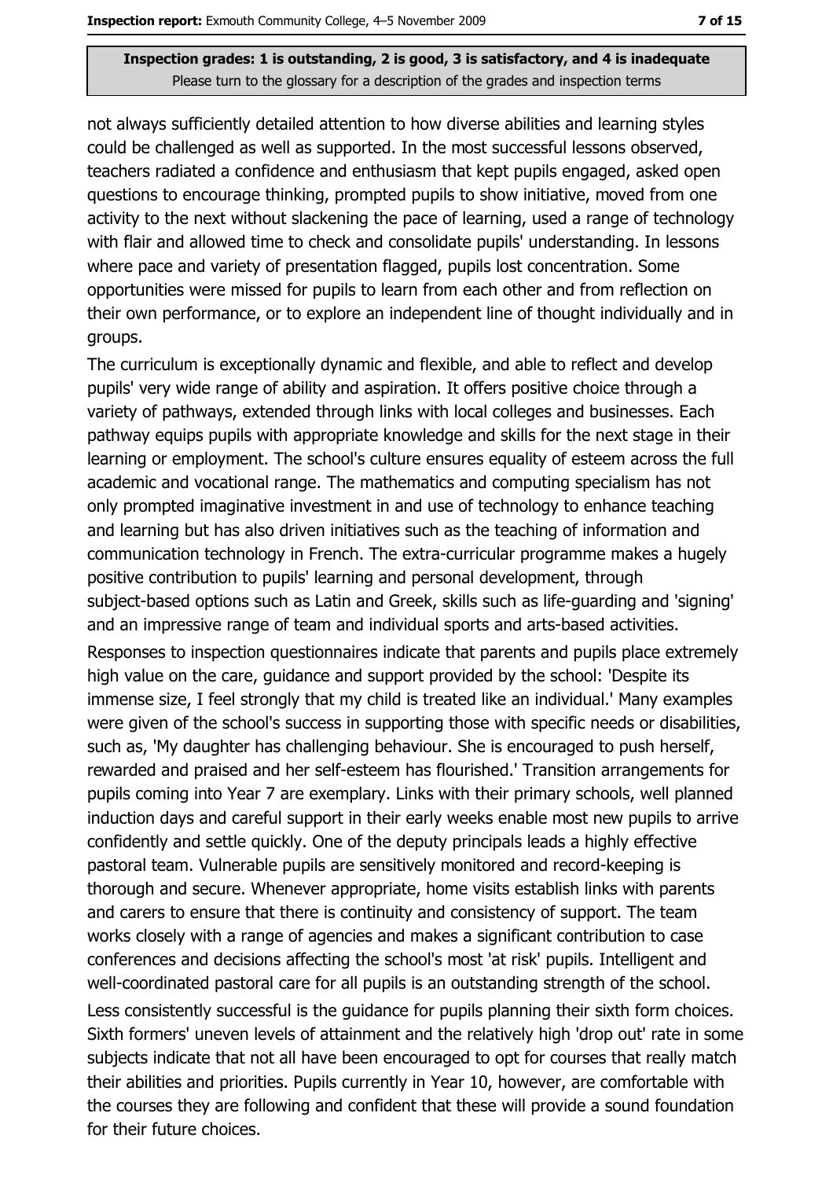not always sufficiently detailed attention to how diverse abilities and learning styles could be challenged as well as supported. In the most successful lessons observed, teachers radiated a confidence and enthusiasm that kept pupils engaged, asked open questions to encourage thinking, prompted pupils to show initiative, moved from one activity to the next without slackening the pace of learning, used a range of technology with flair and allowed time to check and consolidate pupils' understanding. In lessons where pace and variety of presentation flagged, pupils lost concentration. Some opportunities were missed for pupils to learn from each other and from reflection on their own performance, or to explore an independent line of thought individually and in groups.

The curriculum is exceptionally dynamic and flexible, and able to reflect and develop pupils' very wide range of ability and aspiration. It offers positive choice through a variety of pathways, extended through links with local colleges and businesses. Each pathway equips pupils with appropriate knowledge and skills for the next stage in their learning or employment. The school's culture ensures equality of esteem across the full academic and vocational range. The mathematics and computing specialism has not only prompted imaginative investment in and use of technology to enhance teaching and learning but has also driven initiatives such as the teaching of information and communication technology in French. The extra-curricular programme makes a hugely positive contribution to pupils' learning and personal development, through subject-based options such as Latin and Greek, skills such as life-guarding and 'signing' and an impressive range of team and individual sports and arts-based activities.

Responses to inspection questionnaires indicate that parents and pupils place extremely high value on the care, guidance and support provided by the school: 'Despite its immense size, I feel strongly that my child is treated like an individual.' Many examples were given of the school's success in supporting those with specific needs or disabilities, such as, 'My daughter has challenging behaviour. She is encouraged to push herself, rewarded and praised and her self-esteem has flourished.' Transition arrangements for pupils coming into Year 7 are exemplary. Links with their primary schools, well planned induction days and careful support in their early weeks enable most new pupils to arrive confidently and settle quickly. One of the deputy principals leads a highly effective pastoral team. Vulnerable pupils are sensitively monitored and record-keeping is thorough and secure. Whenever appropriate, home visits establish links with parents and carers to ensure that there is continuity and consistency of support. The team works closely with a range of agencies and makes a significant contribution to case conferences and decisions affecting the school's most 'at risk' pupils. Intelligent and well-coordinated pastoral care for all pupils is an outstanding strength of the school.

Less consistently successful is the guidance for pupils planning their sixth form choices. Sixth formers' uneven levels of attainment and the relatively high 'drop out' rate in some subjects indicate that not all have been encouraged to opt for courses that really match their abilities and priorities. Pupils currently in Year 10, however, are comfortable with the courses they are following and confident that these will provide a sound foundation for their future choices.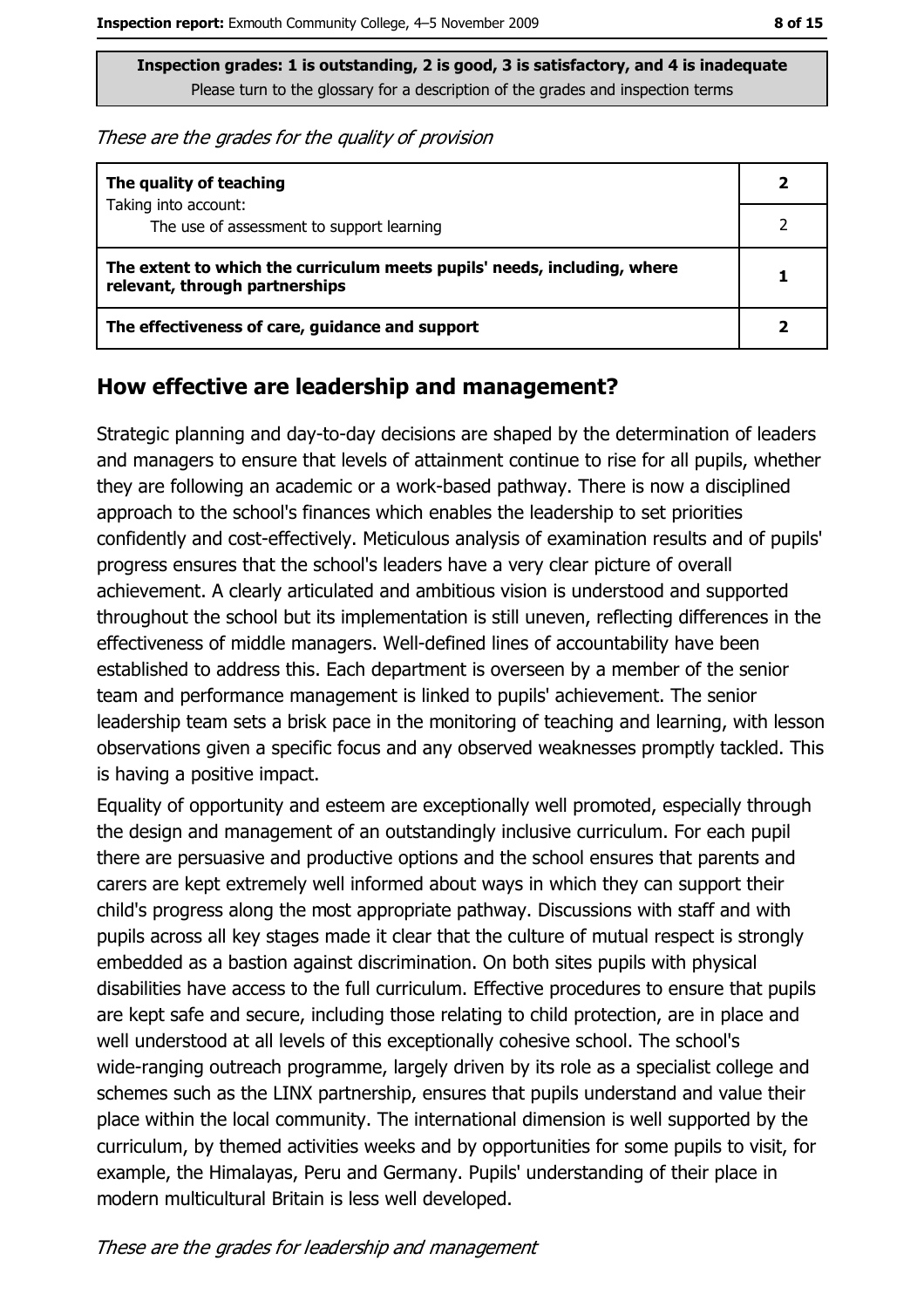**Inspection grades: 1 is outstanding, 2 is good, 3 is satisfactory, and 4 is inadequate**
Please turn to the glossary for a description of the grades and inspection terms

*These are the grades for the quality of provision*

| | |
|---|---|
| **The quality of teaching**<br>Taking into account:<br>The use of assessment to support learning | **2**<br>2 |
| **The extent to which the curriculum meets pupils' needs, including, where relevant, through partnerships** | **1** |
| **The effectiveness of care, guidance and support** | **2** |

## How effective are leadership and management?

Strategic planning and day-to-day decisions are shaped by the determination of leaders and managers to ensure that levels of attainment continue to rise for all pupils, whether they are following an academic or a work-based pathway. There is now a disciplined approach to the school's finances which enables the leadership to set priorities confidently and cost-effectively. Meticulous analysis of examination results and of pupils' progress ensures that the school's leaders have a very clear picture of overall achievement. A clearly articulated and ambitious vision is understood and supported throughout the school but its implementation is still uneven, reflecting differences in the effectiveness of middle managers. Well-defined lines of accountability have been established to address this. Each department is overseen by a member of the senior team and performance management is linked to pupils' achievement. The senior leadership team sets a brisk pace in the monitoring of teaching and learning, with lesson observations given a specific focus and any observed weaknesses promptly tackled. This is having a positive impact.

Equality of opportunity and esteem are exceptionally well promoted, especially through the design and management of an outstandingly inclusive curriculum. For each pupil there are persuasive and productive options and the school ensures that parents and carers are kept extremely well informed about ways in which they can support their child's progress along the most appropriate pathway. Discussions with staff and with pupils across all key stages made it clear that the culture of mutual respect is strongly embedded as a bastion against discrimination. On both sites pupils with physical disabilities have access to the full curriculum. Effective procedures to ensure that pupils are kept safe and secure, including those relating to child protection, are in place and well understood at all levels of this exceptionally cohesive school. The school's wide-ranging outreach programme, largely driven by its role as a specialist college and schemes such as the LINX partnership, ensures that pupils understand and value their place within the local community. The international dimension is well supported by the curriculum, by themed activities weeks and by opportunities for some pupils to visit, for example, the Himalayas, Peru and Germany. Pupils' understanding of their place in modern multicultural Britain is less well developed.

*These are the grades for leadership and management*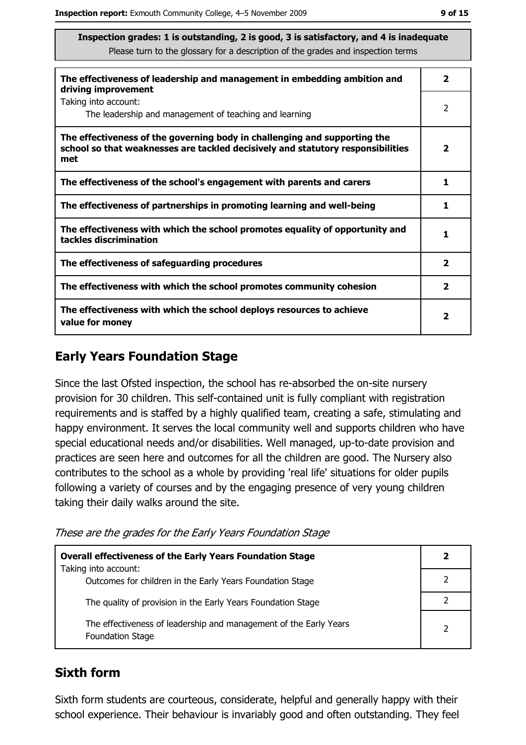**Inspection grades: 1 is outstanding, 2 is good, 3 is satisfactory, and 4 is inadequate**
Please turn to the glossary for a description of the grades and inspection terms

| | |
|---|---|
| **The effectiveness of leadership and management in embedding ambition and driving improvement** | **2** |
| Taking into account: The leadership and management of teaching and learning | 2 |
| **The effectiveness of the governing body in challenging and supporting the school so that weaknesses are tackled decisively and statutory responsibilities met** | **2** |
| **The effectiveness of the school's engagement with parents and carers** | **1** |
| **The effectiveness of partnerships in promoting learning and well-being** | **1** |
| **The effectiveness with which the school promotes equality of opportunity and tackles discrimination** | **1** |
| **The effectiveness of safeguarding procedures** | **2** |
| **The effectiveness with which the school promotes community cohesion** | **2** |
| **The effectiveness with which the school deploys resources to achieve value for money** | **2** |

## Early Years Foundation Stage

Since the last Ofsted inspection, the school has re-absorbed the on-site nursery provision for 30 children. This self-contained unit is fully compliant with registration requirements and is staffed by a highly qualified team, creating a safe, stimulating and happy environment. It serves the local community well and supports children who have special educational needs and/or disabilities. Well managed, up-to-date provision and practices are seen here and outcomes for all the children are good. The Nursery also contributes to the school as a whole by providing 'real life' situations for older pupils following a variety of courses and by the engaging presence of very young children taking their daily walks around the site.

*These are the grades for the Early Years Foundation Stage*

| | |
|---|---|
| **Overall effectiveness of the Early Years Foundation Stage** | **2** |
| Taking into account: Outcomes for children in the Early Years Foundation Stage | 2 |
| The quality of provision in the Early Years Foundation Stage | 2 |
| The effectiveness of leadership and management of the Early Years Foundation Stage | 2 |

## Sixth form

Sixth form students are courteous, considerate, helpful and generally happy with their school experience. Their behaviour is invariably good and often outstanding. They feel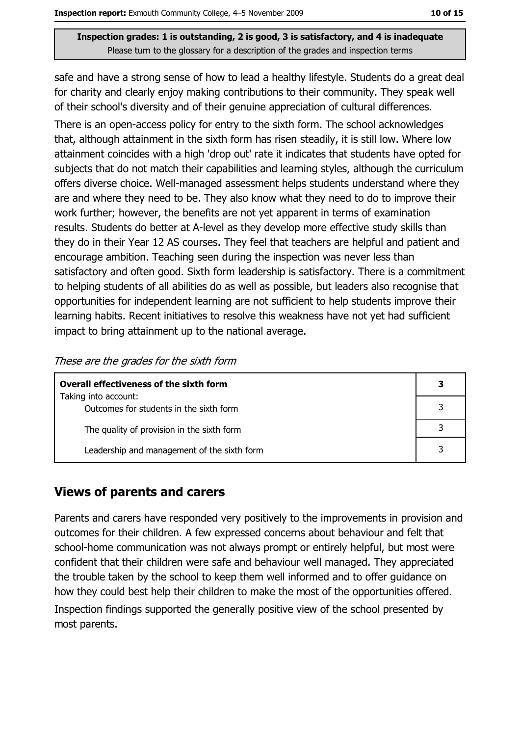safe and have a strong sense of how to lead a healthy lifestyle. Students do a great deal for charity and clearly enjoy making contributions to their community. They speak well of their school's diversity and of their genuine appreciation of cultural differences.

There is an open-access policy for entry to the sixth form. The school acknowledges that, although attainment in the sixth form has risen steadily, it is still low. Where low attainment coincides with a high 'drop out' rate it indicates that students have opted for subjects that do not match their capabilities and learning styles, although the curriculum offers diverse choice. Well-managed assessment helps students understand where they are and where they need to be. They also know what they need to do to improve their work further; however, the benefits are not yet apparent in terms of examination results. Students do better at A-level as they develop more effective study skills than they do in their Year 12 AS courses. They feel that teachers are helpful and patient and encourage ambition. Teaching seen during the inspection was never less than satisfactory and often good. Sixth form leadership is satisfactory. There is a commitment to helping students of all abilities do as well as possible, but leaders also recognise that opportunities for independent learning are not sufficient to help students improve their learning habits. Recent initiatives to resolve this weakness have not yet had sufficient impact to bring attainment up to the national average.

*These are the grades for the sixth form*

| **Overall effectiveness of the sixth form** | **3** |
|---|---|
| Taking into account:<br>Outcomes for students in the sixth form | 3 |
| The quality of provision in the sixth form | 3 |
| Leadership and management of the sixth form | 3 |

## Views of parents and carers

Parents and carers have responded very positively to the improvements in provision and outcomes for their children. A few expressed concerns about behaviour and felt that school-home communication was not always prompt or entirely helpful, but most were confident that their children were safe and behaviour well managed. They appreciated the trouble taken by the school to keep them well informed and to offer guidance on how they could best help their children to make the most of the opportunities offered.

Inspection findings supported the generally positive view of the school presented by most parents.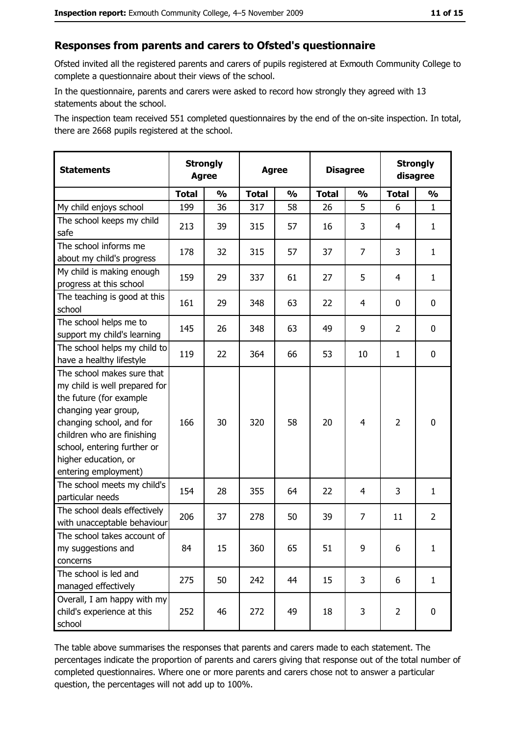## Responses from parents and carers to Ofsted's questionnaire

Ofsted invited all the registered parents and carers of pupils registered at Exmouth Community College to complete a questionnaire about their views of the school.

In the questionnaire, parents and carers were asked to record how strongly they agreed with 13 statements about the school.

The inspection team received 551 completed questionnaires by the end of the on-site inspection. In total, there are 2668 pupils registered at the school.

| Statements | Strongly Agree | | Agree | | Disagree | | Strongly disagree | |
|---|---|---|---|---|---|---|---|---|
| | Total | % | Total | % | Total | % | Total | % |
| My child enjoys school | 199 | 36 | 317 | 58 | 26 | 5 | 6 | 1 |
| The school keeps my child safe | 213 | 39 | 315 | 57 | 16 | 3 | 4 | 1 |
| The school informs me about my child's progress | 178 | 32 | 315 | 57 | 37 | 7 | 3 | 1 |
| My child is making enough progress at this school | 159 | 29 | 337 | 61 | 27 | 5 | 4 | 1 |
| The teaching is good at this school | 161 | 29 | 348 | 63 | 22 | 4 | 0 | 0 |
| The school helps me to support my child's learning | 145 | 26 | 348 | 63 | 49 | 9 | 2 | 0 |
| The school helps my child to have a healthy lifestyle | 119 | 22 | 364 | 66 | 53 | 10 | 1 | 0 |
| The school makes sure that my child is well prepared for the future (for example changing year group, changing school, and for children who are finishing school, entering further or higher education, or entering employment) | 166 | 30 | 320 | 58 | 20 | 4 | 2 | 0 |
| The school meets my child's particular needs | 154 | 28 | 355 | 64 | 22 | 4 | 3 | 1 |
| The school deals effectively with unacceptable behaviour | 206 | 37 | 278 | 50 | 39 | 7 | 11 | 2 |
| The school takes account of my suggestions and concerns | 84 | 15 | 360 | 65 | 51 | 9 | 6 | 1 |
| The school is led and managed effectively | 275 | 50 | 242 | 44 | 15 | 3 | 6 | 1 |
| Overall, I am happy with my child's experience at this school | 252 | 46 | 272 | 49 | 18 | 3 | 2 | 0 |

The table above summarises the responses that parents and carers made to each statement. The percentages indicate the proportion of parents and carers giving that response out of the total number of completed questionnaires. Where one or more parents and carers chose not to answer a particular question, the percentages will not add up to 100%.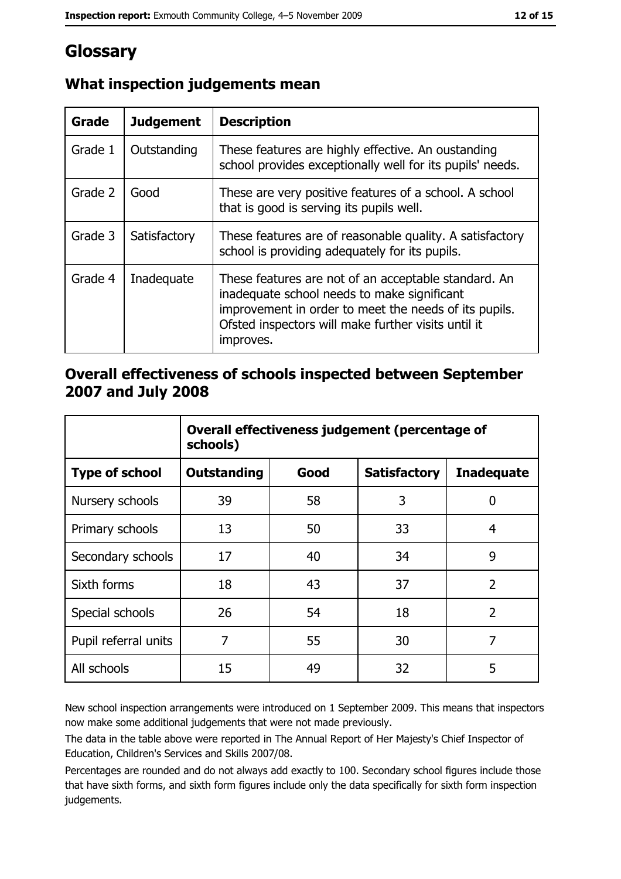# Glossary

## What inspection judgements mean

| Grade | Judgement | Description |
|---|---|---|
| Grade 1 | Outstanding | These features are highly effective. An oustanding school provides exceptionally well for its pupils' needs. |
| Grade 2 | Good | These are very positive features of a school. A school that is good is serving its pupils well. |
| Grade 3 | Satisfactory | These features are of reasonable quality. A satisfactory school is providing adequately for its pupils. |
| Grade 4 | Inadequate | These features are not of an acceptable standard. An inadequate school needs to make significant improvement in order to meet the needs of its pupils. Ofsted inspectors will make further visits until it improves. |

## Overall effectiveness of schools inspected between September 2007 and July 2008

| | Overall effectiveness judgement (percentage of schools) | | | |
|---|---|---|---|---|
| **Type of school** | **Outstanding** | **Good** | **Satisfactory** | **Inadequate** |
| Nursery schools | 39 | 58 | 3 | 0 |
| Primary schools | 13 | 50 | 33 | 4 |
| Secondary schools | 17 | 40 | 34 | 9 |
| Sixth forms | 18 | 43 | 37 | 2 |
| Special schools | 26 | 54 | 18 | 2 |
| Pupil referral units | 7 | 55 | 30 | 7 |
| All schools | 15 | 49 | 32 | 5 |

New school inspection arrangements were introduced on 1 September 2009. This means that inspectors now make some additional judgements that were not made previously.

The data in the table above were reported in The Annual Report of Her Majesty's Chief Inspector of Education, Children's Services and Skills 2007/08.

Percentages are rounded and do not always add exactly to 100. Secondary school figures include those that have sixth forms, and sixth form figures include only the data specifically for sixth form inspection judgements.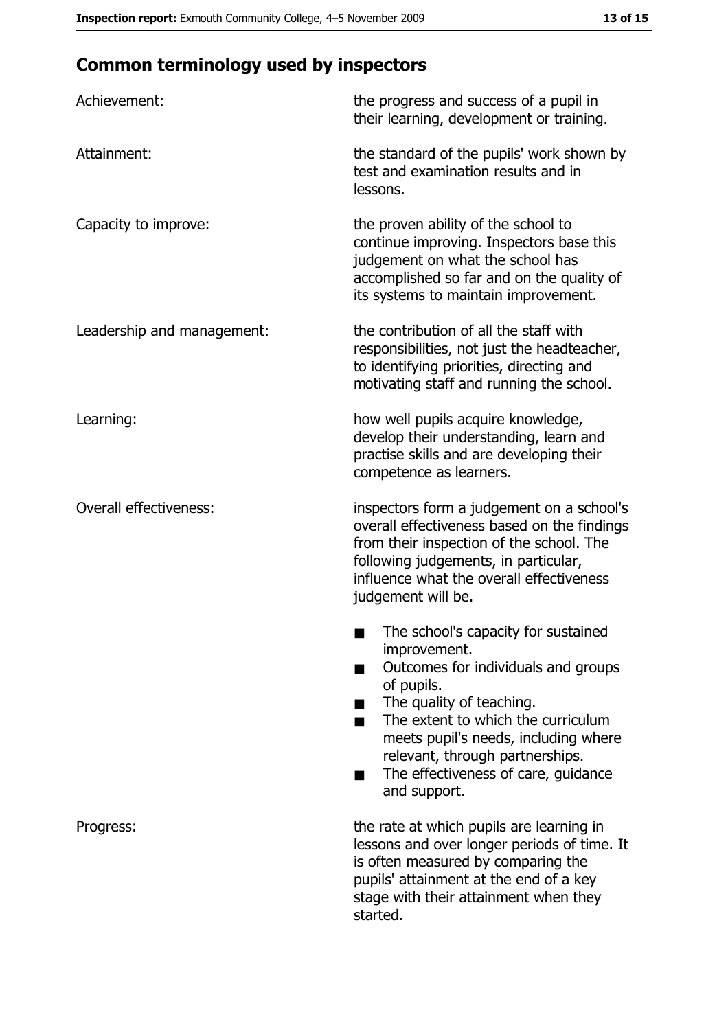## Common terminology used by inspectors

| | |
|---|---|
| Achievement: | the progress and success of a pupil in their learning, development or training. |
| Attainment: | the standard of the pupils' work shown by test and examination results and in lessons. |
| Capacity to improve: | the proven ability of the school to continue improving. Inspectors base this judgement on what the school has accomplished so far and on the quality of its systems to maintain improvement. |
| Leadership and management: | the contribution of all the staff with responsibilities, not just the headteacher, to identifying priorities, directing and motivating staff and running the school. |
| Learning: | how well pupils acquire knowledge, develop their understanding, learn and practise skills and are developing their competence as learners. |
| Overall effectiveness: | inspectors form a judgement on a school's overall effectiveness based on the findings from their inspection of the school. The following judgements, in particular, influence what the overall effectiveness judgement will be.<br>■ The school's capacity for sustained improvement.<br>■ Outcomes for individuals and groups of pupils.<br>■ The quality of teaching.<br>■ The extent to which the curriculum meets pupil's needs, including where relevant, through partnerships.<br>■ The effectiveness of care, guidance and support. |
| Progress: | the rate at which pupils are learning in lessons and over longer periods of time. It is often measured by comparing the pupils' attainment at the end of a key stage with their attainment when they started. |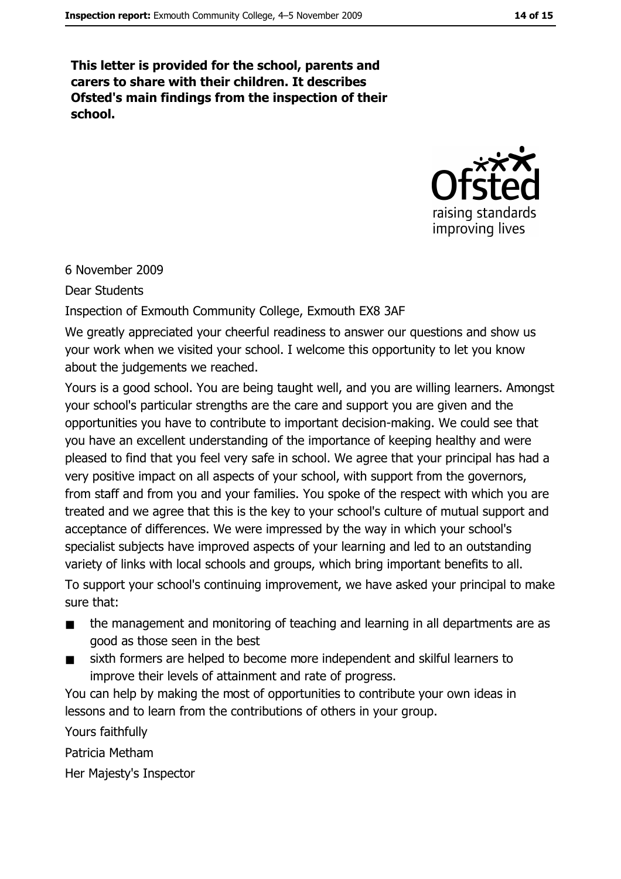**This letter is provided for the school, parents and carers to share with their children. It describes Ofsted's main findings from the inspection of their school.**

6 November 2009

Dear Students

Inspection of Exmouth Community College, Exmouth EX8 3AF

We greatly appreciated your cheerful readiness to answer our questions and show us your work when we visited your school. I welcome this opportunity to let you know about the judgements we reached.

Yours is a good school. You are being taught well, and you are willing learners. Amongst your school's particular strengths are the care and support you are given and the opportunities you have to contribute to important decision-making. We could see that you have an excellent understanding of the importance of keeping healthy and were pleased to find that you feel very safe in school. We agree that your principal has had a very positive impact on all aspects of your school, with support from the governors, from staff and from you and your families. You spoke of the respect with which you are treated and we agree that this is the key to your school's culture of mutual support and acceptance of differences. We were impressed by the way in which your school's specialist subjects have improved aspects of your learning and led to an outstanding variety of links with local schools and groups, which bring important benefits to all.

To support your school's continuing improvement, we have asked your principal to make sure that:

- the management and monitoring of teaching and learning in all departments are as good as those seen in the best
- sixth formers are helped to become more independent and skilful learners to improve their levels of attainment and rate of progress.

You can help by making the most of opportunities to contribute your own ideas in lessons and to learn from the contributions of others in your group.

Yours faithfully

Patricia Metham

Her Majesty's Inspector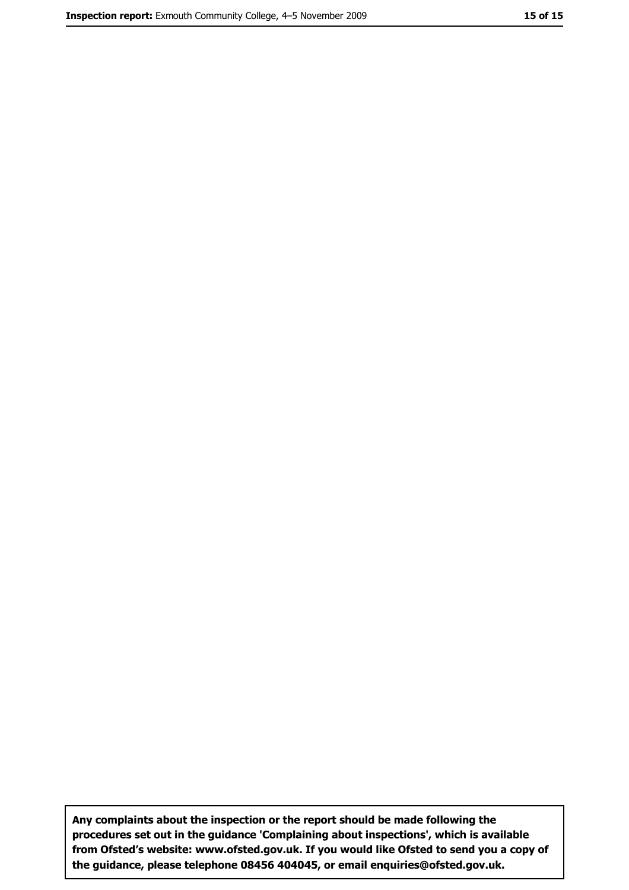**Any complaints about the inspection or the report should be made following the procedures set out in the guidance 'Complaining about inspections', which is available from Ofsted's website: www.ofsted.gov.uk. If you would like Ofsted to send you a copy of the guidance, please telephone 08456 404045, or email enquiries@ofsted.gov.uk.**